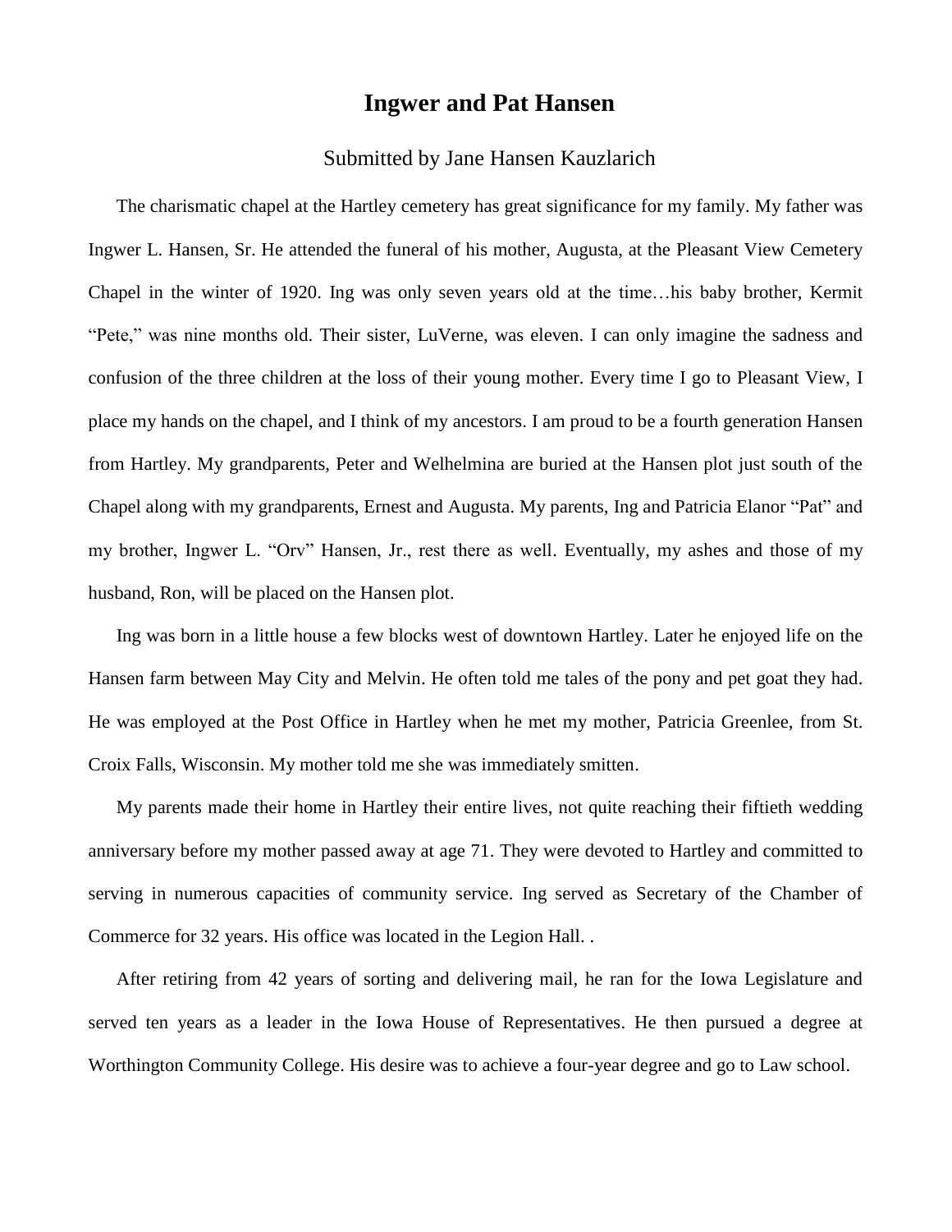# Ingwer and Pat Hansen

Submitted by Jane Hansen Kauzlarich

The charismatic chapel at the Hartley cemetery has great significance for my family. My father was Ingwer L. Hansen, Sr. He attended the funeral of his mother, Augusta, at the Pleasant View Cemetery Chapel in the winter of 1920. Ing was only seven years old at the time…his baby brother, Kermit "Pete," was nine months old. Their sister, LuVerne, was eleven. I can only imagine the sadness and confusion of the three children at the loss of their young mother. Every time I go to Pleasant View, I place my hands on the chapel, and I think of my ancestors. I am proud to be a fourth generation Hansen from Hartley. My grandparents, Peter and Welhelmina are buried at the Hansen plot just south of the Chapel along with my grandparents, Ernest and Augusta. My parents, Ing and Patricia Elanor "Pat" and my brother, Ingwer L. "Orv" Hansen, Jr., rest there as well. Eventually, my ashes and those of my husband, Ron, will be placed on the Hansen plot.

Ing was born in a little house a few blocks west of downtown Hartley. Later he enjoyed life on the Hansen farm between May City and Melvin. He often told me tales of the pony and pet goat they had. He was employed at the Post Office in Hartley when he met my mother, Patricia Greenlee, from St. Croix Falls, Wisconsin. My mother told me she was immediately smitten.

My parents made their home in Hartley their entire lives, not quite reaching their fiftieth wedding anniversary before my mother passed away at age 71. They were devoted to Hartley and committed to serving in numerous capacities of community service. Ing served as Secretary of the Chamber of Commerce for 32 years. His office was located in the Legion Hall. .

After retiring from 42 years of sorting and delivering mail, he ran for the Iowa Legislature and served ten years as a leader in the Iowa House of Representatives. He then pursued a degree at Worthington Community College. His desire was to achieve a four-year degree and go to Law school.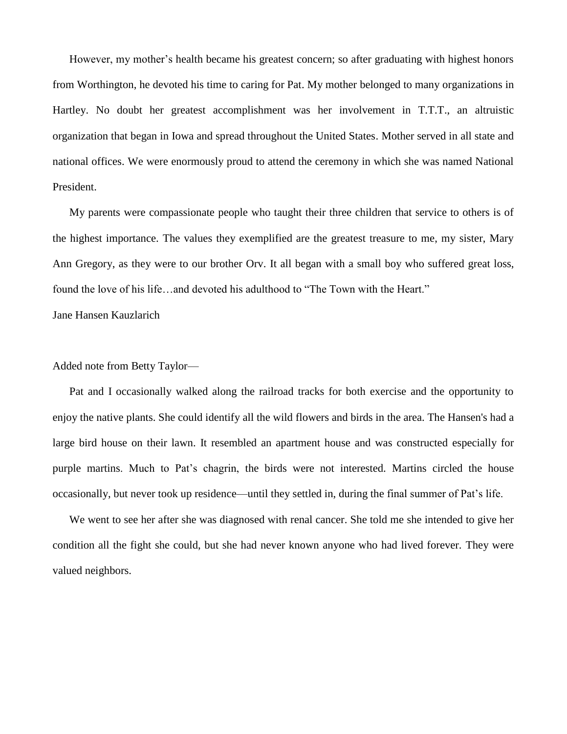However, my mother's health became his greatest concern; so after graduating with highest honors from Worthington, he devoted his time to caring for Pat. My mother belonged to many organizations in Hartley. No doubt her greatest accomplishment was her involvement in T.T.T., an altruistic organization that began in Iowa and spread throughout the United States. Mother served in all state and national offices. We were enormously proud to attend the ceremony in which she was named National President.

My parents were compassionate people who taught their three children that service to others is of the highest importance. The values they exemplified are the greatest treasure to me, my sister, Mary Ann Gregory, as they were to our brother Orv. It all began with a small boy who suffered great loss, found the love of his life…and devoted his adulthood to "The Town with the Heart."

Jane Hansen Kauzlarich

Added note from Betty Taylor—

Pat and I occasionally walked along the railroad tracks for both exercise and the opportunity to enjoy the native plants. She could identify all the wild flowers and birds in the area. The Hansen's had a large bird house on their lawn. It resembled an apartment house and was constructed especially for purple martins. Much to Pat's chagrin, the birds were not interested. Martins circled the house occasionally, but never took up residence—until they settled in, during the final summer of Pat's life.

We went to see her after she was diagnosed with renal cancer. She told me she intended to give her condition all the fight she could, but she had never known anyone who had lived forever. They were valued neighbors.